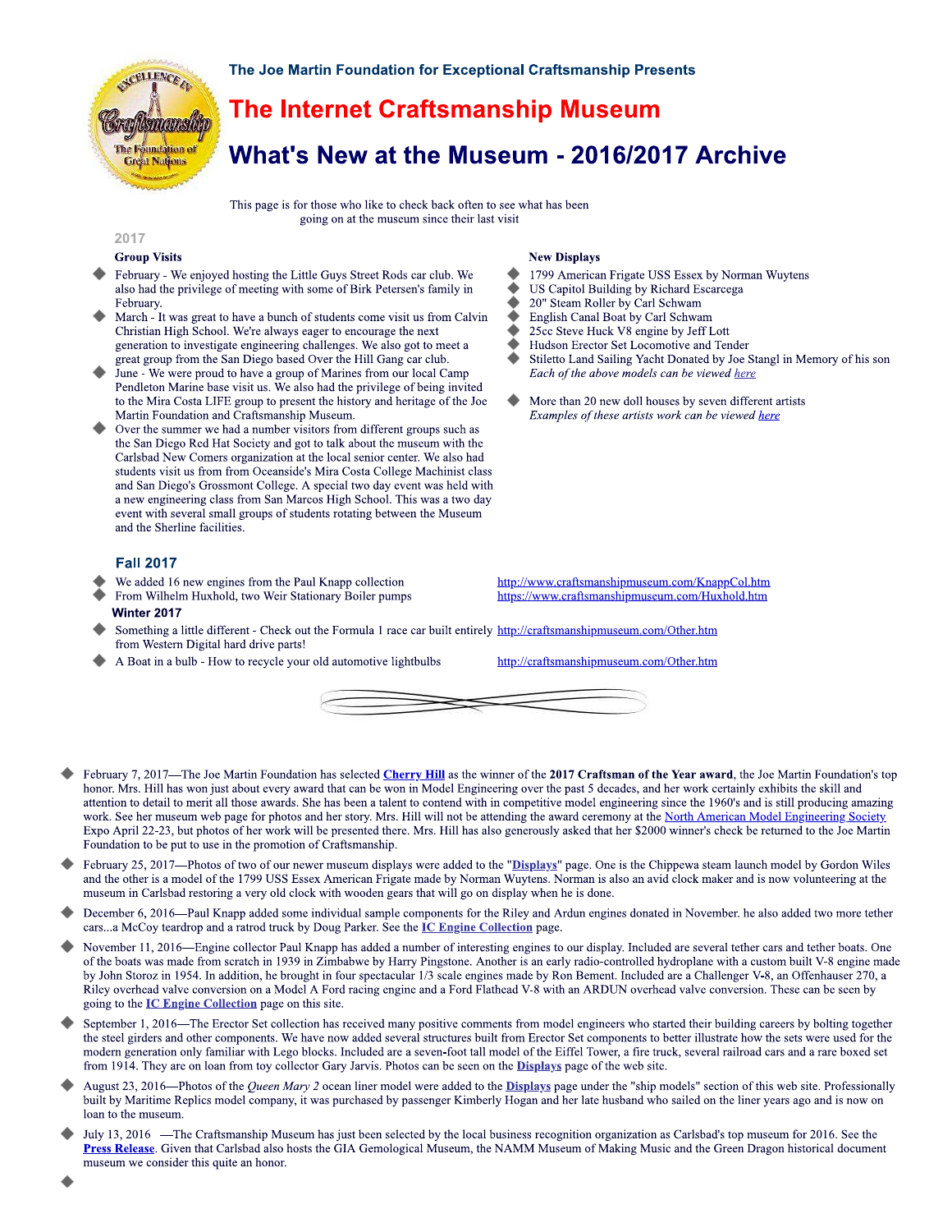The Joe Martin Foundation for Exceptional Craftsmanship Presents

# The Internet Craftsmanship Museum

## What's New at the Museum - 2016/2017 Archive

This page is for those who like to check back often to see what has been going on at the museum since their last visit

### 2017

**Group Visits**

- February - We enjoyed hosting the Little Guys Street Rods car club. We also had the privilege of meeting with some of Birk Petersen's family in February.
- March - It was great to have a bunch of students come visit us from Calvin Christian High School. We're always eager to encourage the next generation to investigate engineering challenges. We also got to meet a great group from the San Diego based Over the Hill Gang car club.
- June - We were proud to have a group of Marines from our local Camp Pendleton Marine base visit us. We also had the privilege of being invited to the Mira Costa LIFE group to present the history and heritage of the Joe Martin Foundation and Craftsmanship Museum.
- Over the summer we had a number visitors from different groups such as the San Diego Red Hat Society and got to talk about the museum with the Carlsbad New Comers organization at the local senior center. We also had students visit us from from Oceanside's Mira Costa College Machinist class and San Diego's Grossmont College. A special two day event was held with a new engineering class from San Marcos High School. This was a two day event with several small groups of students rotating between the Museum and the Sherline facilities.

**New Displays**

- 1799 American Frigate USS Essex by Norman Wuytens
- US Capitol Building by Richard Escarcega
- 20" Steam Roller by Carl Schwam
- English Canal Boat by Carl Schwam
- 25cc Steve Huck V8 engine by Jeff Lott
- Hudson Erector Set Locomotive and Tender
- Stiletto Land Sailing Yacht Donated by Joe Stangl in Memory of his son

*Each of the above models can be viewed here*

- More than 20 new doll houses by seven different artists

*Examples of these artists work can be viewed here*

### Fall 2017

- We added 16 new engines from the Paul Knapp collection — http://www.craftsmanshipmuseum.com/KnappCol.htm
- From Wilhelm Huxhold, two Weir Stationary Boiler pumps — https://www.craftsmanshipmuseum.com/Huxhold.htm

### Winter 2017

- Something a little different - Check out the Formula 1 race car built entirely from Western Digital hard drive parts! — http://craftsmanshipmuseum.com/Other.htm
- A Boat in a bulb - How to recycle your old automotive lightbulbs — http://craftsmanshipmuseum.com/Other.htm

---

- February 7, 2017—The Joe Martin Foundation has selected **Cherry Hill** as the winner of the **2017 Craftsman of the Year award**, the Joe Martin Foundation's top honor. Mrs. Hill has won just about every award that can be won in Model Engineering over the past 5 decades, and her work certainly exhibits the skill and attention to detail to merit all those awards. She has been a talent to contend with in competitive model engineering since the 1960's and is still producing amazing work. See her museum web page for photos and her story. Mrs. Hill will not be attending the award ceremony at the North American Model Engineering Society Expo April 22-23, but photos of her work will be presented there. Mrs. Hill has also generously asked that her $2000 winner's check be returned to the Joe Martin Foundation to be put to use in the promotion of Craftsmanship.
- February 25, 2017—Photos of two of our newer museum displays were added to the "**Displays**" page. One is the Chippewa steam launch model by Gordon Wiles and the other is a model of the 1799 USS Essex American Frigate made by Norman Wuytens. Norman is also an avid clock maker and is now volunteering at the museum in Carlsbad restoring a very old clock with wooden gears that will go on display when he is done.
- December 6, 2016—Paul Knapp added some individual sample components for the Riley and Ardun engines donated in November. he also added two more tether cars...a McCoy teardrop and a ratrod truck by Doug Parker. See the **IC Engine Collection** page.
- November 11, 2016—Engine collector Paul Knapp has added a number of interesting engines to our display. Included are several tether cars and tether boats. One of the boats was made from scratch in 1939 in Zimbabwe by Harry Pingstone. Another is an early radio-controlled hydroplane with a custom built V-8 engine made by John Storoz in 1954. In addition, he brought in four spectacular 1/3 scale engines made by Ron Bement. Included are a Challenger V-8, an Offenhauser 270, a Riley overhead valve conversion on a Model A Ford racing engine and a Ford Flathead V-8 with an ARDUN overhead valve conversion. These can be seen by going to the **IC Engine Collection** page on this site.
- September 1, 2016—The Erector Set collection has received many positive comments from model engineers who started their building careers by bolting together the steel girders and other components. We have now added several structures built from Erector Set components to better illustrate how the sets were used for the modern generation only familiar with Lego blocks. Included are a seven-foot tall model of the Eiffel Tower, a fire truck, several railroad cars and a rare boxed set from 1914. They are on loan from toy collector Gary Jarvis. Photos can be seen on the **Displays** page of the web site.
- August 23, 2016—Photos of the *Queen Mary 2* ocean liner model were added to the **Displays** page under the "ship models" section of this web site. Professionally built by Maritime Replics model company, it was purchased by passenger Kimberly Hogan and her late husband who sailed on the liner years ago and is now on loan to the museum.
- July 13, 2016 —The Craftsmanship Museum has just been selected by the local business recognition organization as Carlsbad's top museum for 2016. See the **Press Release**. Given that Carlsbad also hosts the GIA Gemological Museum, the NAMM Museum of Making Music and the Green Dragon historical document museum we consider this quite an honor.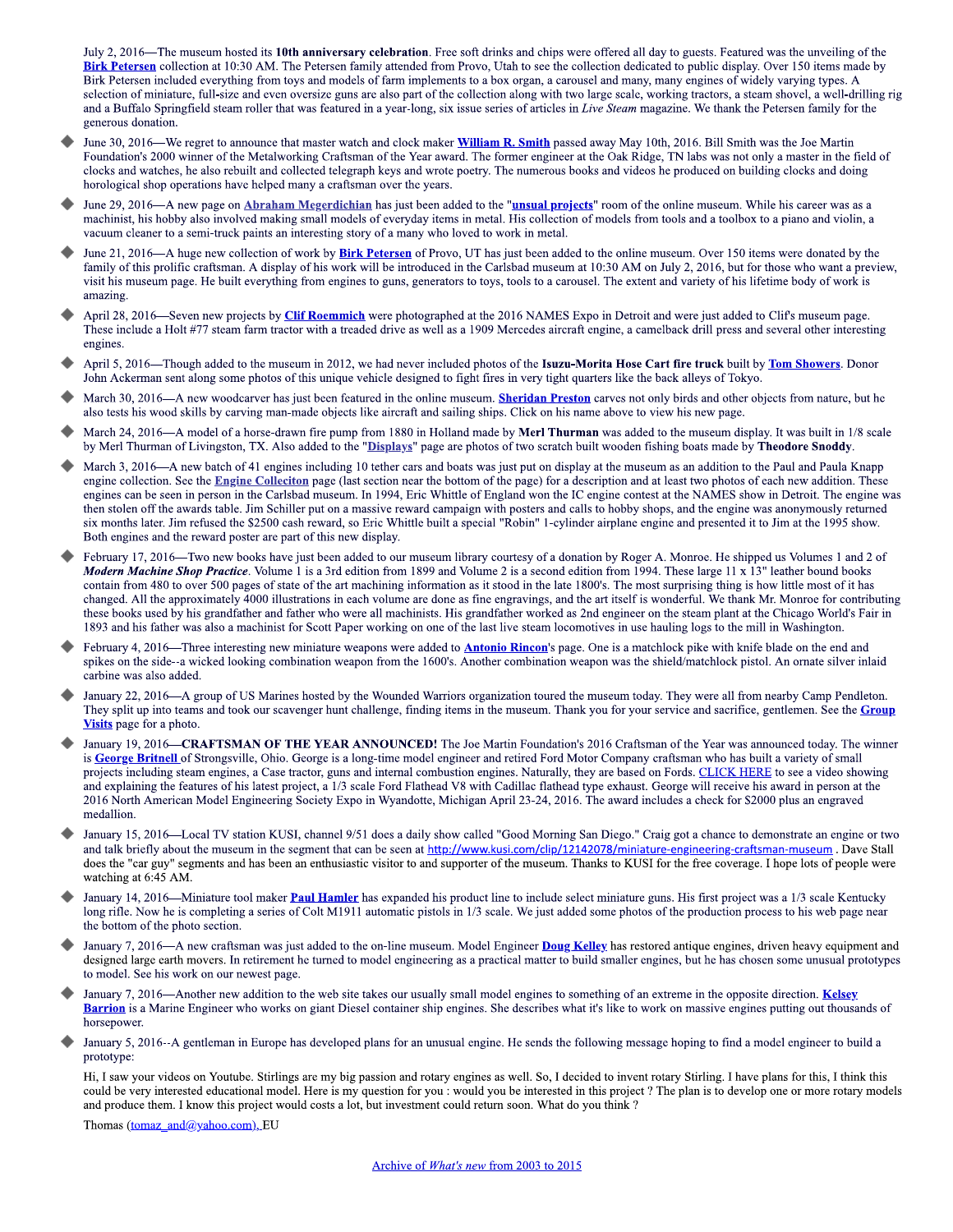July 2, 2016—The museum hosted its **10th anniversary celebration**. Free soft drinks and chips were offered all day to guests. Featured was the unveiling of the **Birk Petersen** collection at 10:30 AM. The Petersen family attended from Provo, Utah to see the collection dedicated to public display. Over 150 items made by Birk Petersen included everything from toys and models of farm implements to a box organ, a carousel and many, many engines of widely varying types. A selection of miniature, full-size and even oversize guns are also part of the collection along with two large scale, working tractors, a steam shovel, a well-drilling rig and a Buffalo Springfield steam roller that was featured in a year-long, six issue series of articles in *Live Steam* magazine. We thank the Petersen family for the generous donation.

- June 30, 2016—We regret to announce that master watch and clock maker **William R. Smith** passed away May 10th, 2016. Bill Smith was the Joe Martin Foundation's 2000 winner of the Metalworking Craftsman of the Year award. The former engineer at the Oak Ridge, TN labs was not only a master in the field of clocks and watches, he also rebuilt and collected telegraph keys and wrote poetry. The numerous books and videos he produced on building clocks and doing horological shop operations have helped many a craftsman over the years.
- June 29, 2016—A new page on **Abraham Megerdichian** has just been added to the "**unsual projects**" room of the online museum. While his career was as a machinist, his hobby also involved making small models of everyday items in metal. His collection of models from tools and a toolbox to a piano and violin, a vacuum cleaner to a semi-truck paints an interesting story of a many who loved to work in metal.
- June 21, 2016—A huge new collection of work by **Birk Petersen** of Provo, UT has just been added to the online museum. Over 150 items were donated by the family of this prolific craftsman. A display of his work will be introduced in the Carlsbad museum at 10:30 AM on July 2, 2016, but for those who want a preview, visit his museum page. He built everything from engines to guns, generators to toys, tools to a carousel. The extent and variety of his lifetime body of work is amazing.
- April 28, 2016—Seven new projects by **Clif Roemmich** were photographed at the 2016 NAMES Expo in Detroit and were just added to Clif's museum page. These include a Holt #77 steam farm tractor with a treaded drive as well as a 1909 Mercedes aircraft engine, a camelback drill press and several other interesting engines.
- April 5, 2016—Though added to the museum in 2012, we had never included photos of the **Isuzu-Morita Hose Cart fire truck** built by **Tom Showers**. Donor John Ackerman sent along some photos of this unique vehicle designed to fight fires in very tight quarters like the back alleys of Tokyo.
- March 30, 2016—A new woodcarver has just been featured in the online museum. **Sheridan Preston** carves not only birds and other objects from nature, but he also tests his wood skills by carving man-made objects like aircraft and sailing ships. Click on his name above to view his new page.
- March 24, 2016—A model of a horse-drawn fire pump from 1880 in Holland made by **Merl Thurman** was added to the museum display. It was built in 1/8 scale by Merl Thurman of Livingston, TX. Also added to the "**Displays**" page are photos of two scratch built wooden fishing boats made by **Theodore Snoddy**.
- March 3, 2016—A new batch of 41 engines including 10 tether cars and boats was just put on display at the museum as an addition to the Paul and Paula Knapp engine collection. See the **Engine Colleciton** page (last section near the bottom of the page) for a description and at least two photos of each new addition. These engines can be seen in person in the Carlsbad museum. In 1994, Eric Whittle of England won the IC engine contest at the NAMES show in Detroit. The engine was then stolen off the awards table. Jim Schiller put on a massive reward campaign with posters and calls to hobby shops, and the engine was anonymously returned six months later. Jim refused the $2500 cash reward, so Eric Whittle built a special "Robin" 1-cylinder airplane engine and presented it to Jim at the 1995 show. Both engines and the reward poster are part of this new display.
- February 17, 2016—Two new books have just been added to our museum library courtesy of a donation by Roger A. Monroe. He shipped us Volumes 1 and 2 of ***Modern Machine Shop Practice***. Volume 1 is a 3rd edition from 1899 and Volume 2 is a second edition from 1994. These large 11 x 13" leather bound books contain from 480 to over 500 pages of state of the art machining information as it stood in the late 1800's. The most surprising thing is how little most of it has changed. All the approximately 4000 illustrations in each volume are done as fine engravings, and the art itself is wonderful. We thank Mr. Monroe for contributing these books used by his grandfather and father who were all machinists. His grandfather worked as 2nd engineer on the steam plant at the Chicago World's Fair in 1893 and his father was also a machinist for Scott Paper working on one of the last live steam locomotives in use hauling logs to the mill in Washington.
- February 4, 2016—Three interesting new miniature weapons were added to **Antonio Rincon**'s page. One is a matchlock pike with knife blade on the end and spikes on the side--a wicked looking combination weapon from the 1600's. Another combination weapon was the shield/matchlock pistol. An ornate silver inlaid carbine was also added.
- January 22, 2016—A group of US Marines hosted by the Wounded Warriors organization toured the museum today. They were all from nearby Camp Pendleton. They split up into teams and took our scavenger hunt challenge, finding items in the museum. Thank you for your service and sacrifice, gentlemen. See the **Group Visits** page for a photo.
- January 19, 2016—**CRAFTSMAN OF THE YEAR ANNOUNCED!** The Joe Martin Foundation's 2016 Craftsman of the Year was announced today. The winner is **George Britnell** of Strongsville, Ohio. George is a long-time model engineer and retired Ford Motor Company craftsman who has built a variety of small projects including steam engines, a Case tractor, guns and internal combustion engines. Naturally, they are based on Fords. CLICK HERE to see a video showing and explaining the features of his latest project, a 1/3 scale Ford Flathead V8 with Cadillac flathead type exhaust. George will receive his award in person at the 2016 North American Model Engineering Society Expo in Wyandotte, Michigan April 23-24, 2016. The award includes a check for $2000 plus an engraved medallion.
- January 15, 2016—Local TV station KUSI, channel 9/51 does a daily show called "Good Morning San Diego." Craig got a chance to demonstrate an engine or two and talk briefly about the museum in the segment that can be seen at http://www.kusi.com/clip/12142078/miniature-engineering-craftsman-museum . Dave Stall does the "car guy" segments and has been an enthusiastic visitor to and supporter of the museum. Thanks to KUSI for the free coverage. I hope lots of people were watching at 6:45 AM.
- January 14, 2016—Miniature tool maker **Paul Hamler** has expanded his product line to include select miniature guns. His first project was a 1/3 scale Kentucky long rifle. Now he is completing a series of Colt M1911 automatic pistols in 1/3 scale. We just added some photos of the production process to his web page near the bottom of the photo section.
- January 7, 2016—A new craftsman was just added to the on-line museum. Model Engineer **Doug Kelley** has restored antique engines, driven heavy equipment and designed large earth movers. In retirement he turned to model engineering as a practical matter to build smaller engines, but he has chosen some unusual prototypes to model. See his work on our newest page.
- January 7, 2016—Another new addition to the web site takes our usually small model engines to something of an extreme in the opposite direction. **Kelsey Barrion** is a Marine Engineer who works on giant Diesel container ship engines. She describes what it's like to work on massive engines putting out thousands of horsepower.
- January 5, 2016--A gentleman in Europe has developed plans for an unusual engine. He sends the following message hoping to find a model engineer to build a prototype:

  Hi, I saw your videos on Youtube. Stirlings are my big passion and rotary engines as well. So, I decided to invent rotary Stirling. I have plans for this, I think this could be very interested educational model. Here is my question for you : would you be interested in this project ? The plan is to develop one or more rotary models and produce them. I know this project would costs a lot, but investment could return soon. What do you think ?

  Thomas (tomaz_and@yahoo.com), EU

Archive of *What's new* from 2003 to 2015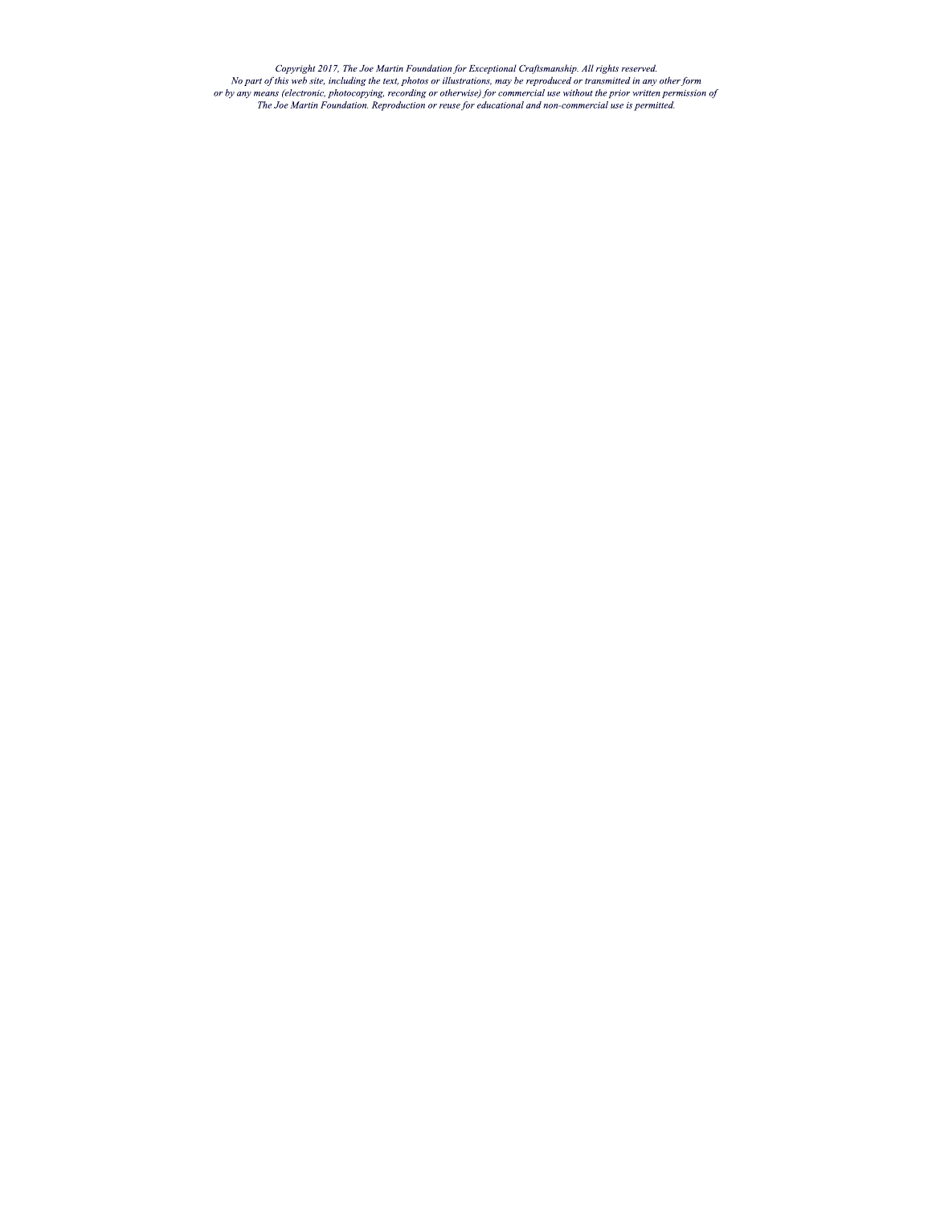*Copyright 2017, The Joe Martin Foundation for Exceptional Craftsmanship. All rights reserved.*
*No part of this web site, including the text, photos or illustrations, may be reproduced or transmitted in any other form or by any means (electronic, photocopying, recording or otherwise) for commercial use without the prior written permission of The Joe Martin Foundation. Reproduction or reuse for educational and non-commercial use is permitted.*